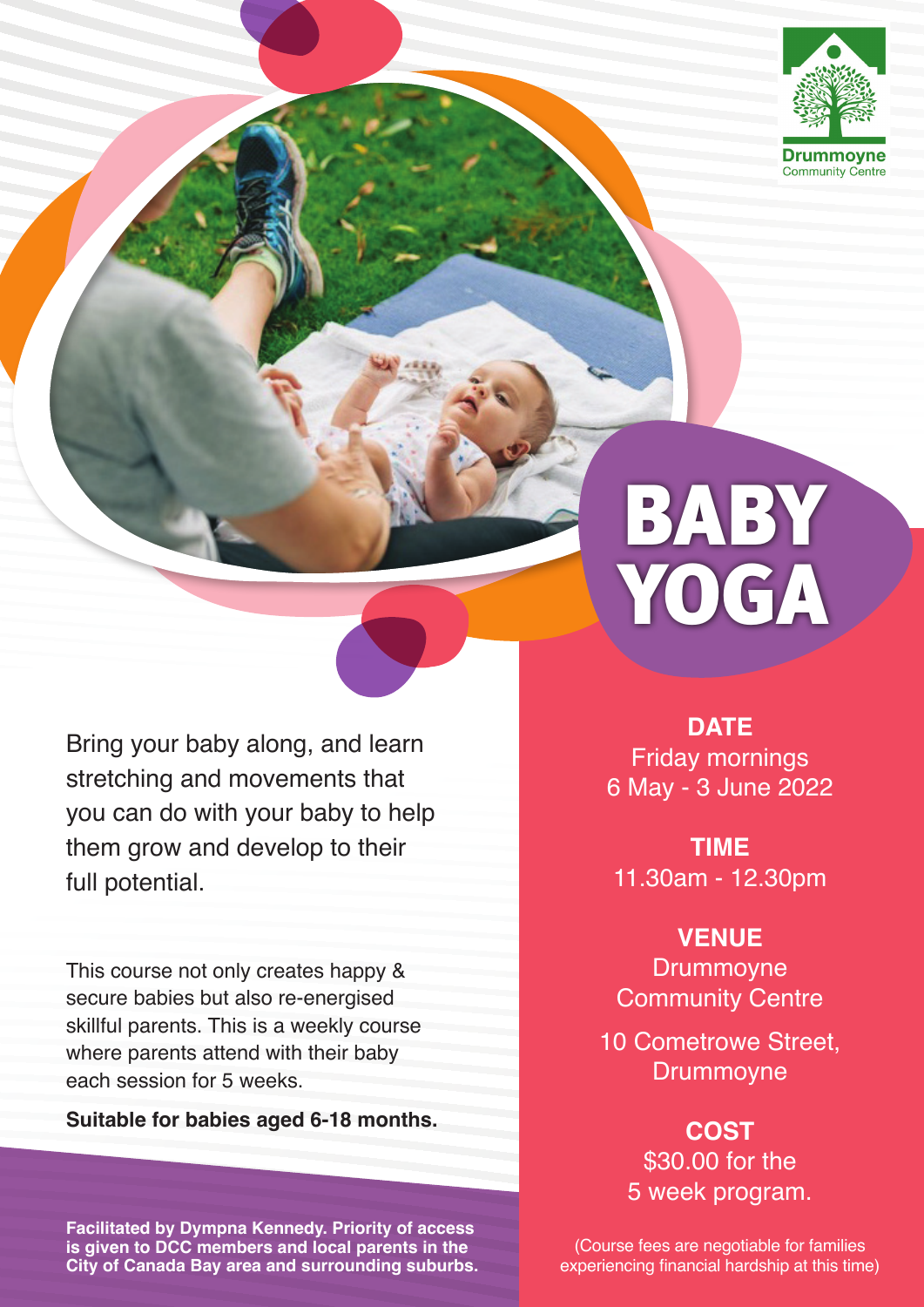Drummoyne Community Centre

# BABY YOGA

Bring your baby along, and learn stretching and movements that you can do with your baby to help them grow and develop to their full potential.

This course not only creates happy & secure babies but also re-energised skillful parents. This is a weekly course where parents attend with their baby each session for 5 weeks.

**Suitable for babies aged 6-18 months.**

**Facilitated by Dympna Kennedy. Priority of access is given to DCC members and local parents in the City of Canada Bay area and surrounding suburbs.**

**DATE**
Friday mornings
6 May - 3 June 2022

**TIME**
11.30am - 12.30pm

**VENUE**
Drummoyne Community Centre

10 Cometrowe Street, Drummoyne

**COST**
$30.00 for the 5 week program.

(Course fees are negotiable for families experiencing financial hardship at this time)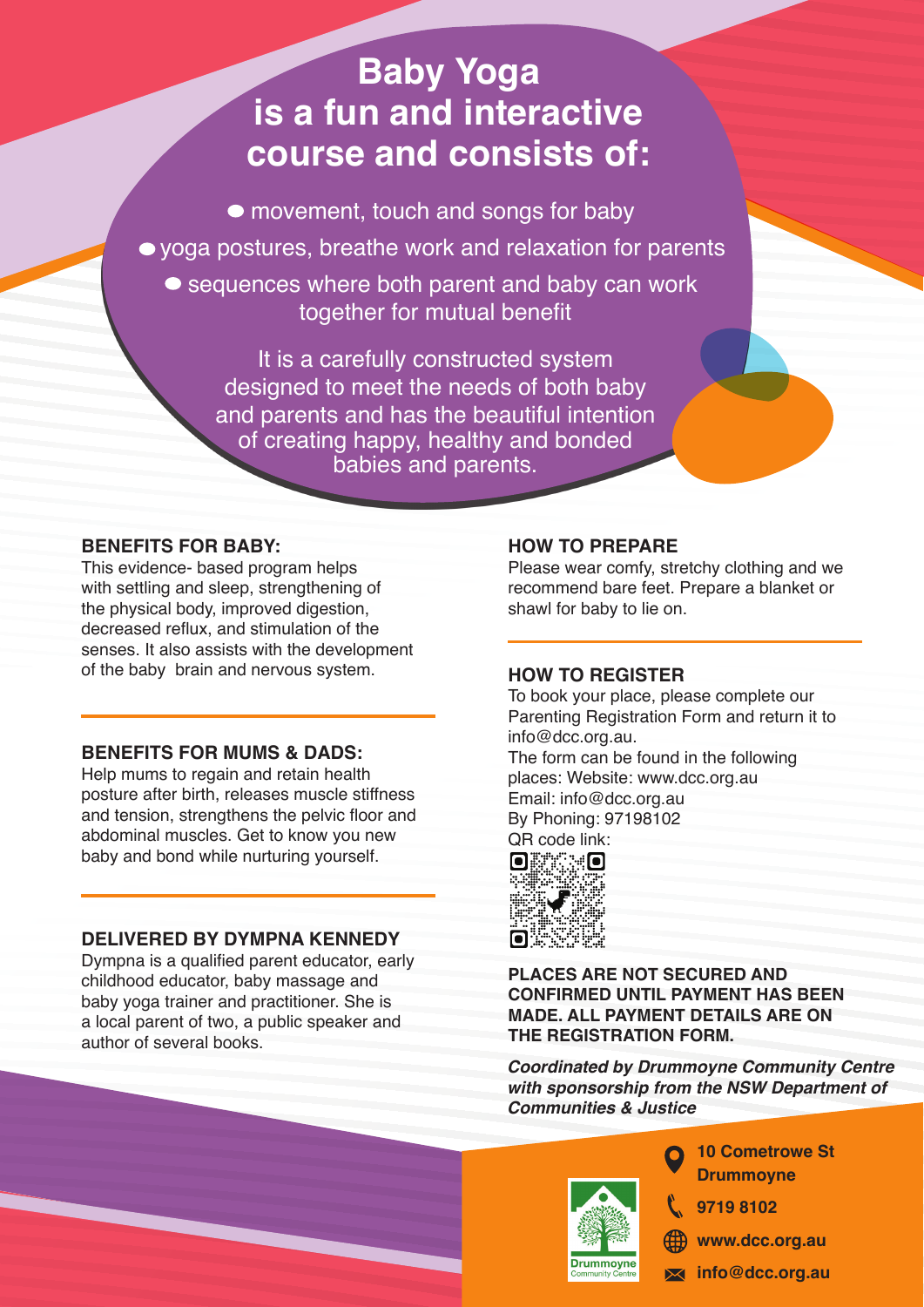# Baby Yoga is a fun and interactive course and consists of:

- movement, touch and songs for baby
- yoga postures, breathe work and relaxation for parents
- sequences where both parent and baby can work together for mutual benefit

It is a carefully constructed system designed to meet the needs of both baby and parents and has the beautiful intention of creating happy, healthy and bonded babies and parents.

### BENEFITS FOR BABY:

This evidence- based program helps with settling and sleep, strengthening of the physical body, improved digestion, decreased reflux, and stimulation of the senses. It also assists with the development of the baby brain and nervous system.

### BENEFITS FOR MUMS & DADS:

Help mums to regain and retain health posture after birth, releases muscle stiffness and tension, strengthens the pelvic floor and abdominal muscles. Get to know you new baby and bond while nurturing yourself.

### DELIVERED BY DYMPNA KENNEDY

Dympna is a qualified parent educator, early childhood educator, baby massage and baby yoga trainer and practitioner. She is a local parent of two, a public speaker and author of several books.

### HOW TO PREPARE

Please wear comfy, stretchy clothing and we recommend bare feet. Prepare a blanket or shawl for baby to lie on.

### HOW TO REGISTER

To book your place, please complete our Parenting Registration Form and return it to info@dcc.org.au.
The form can be found in the following places: Website: www.dcc.org.au
Email: info@dcc.org.au
By Phoning: 97198102
QR code link:

**PLACES ARE NOT SECURED AND CONFIRMED UNTIL PAYMENT HAS BEEN MADE. ALL PAYMENT DETAILS ARE ON THE REGISTRATION FORM.**

***Coordinated by Drummoyne Community Centre with sponsorship from the NSW Department of Communities & Justice***

Drummoyne Community Centre

**10 Cometrowe St Drummoyne**
**9719 8102**
**www.dcc.org.au**
**info@dcc.org.au**